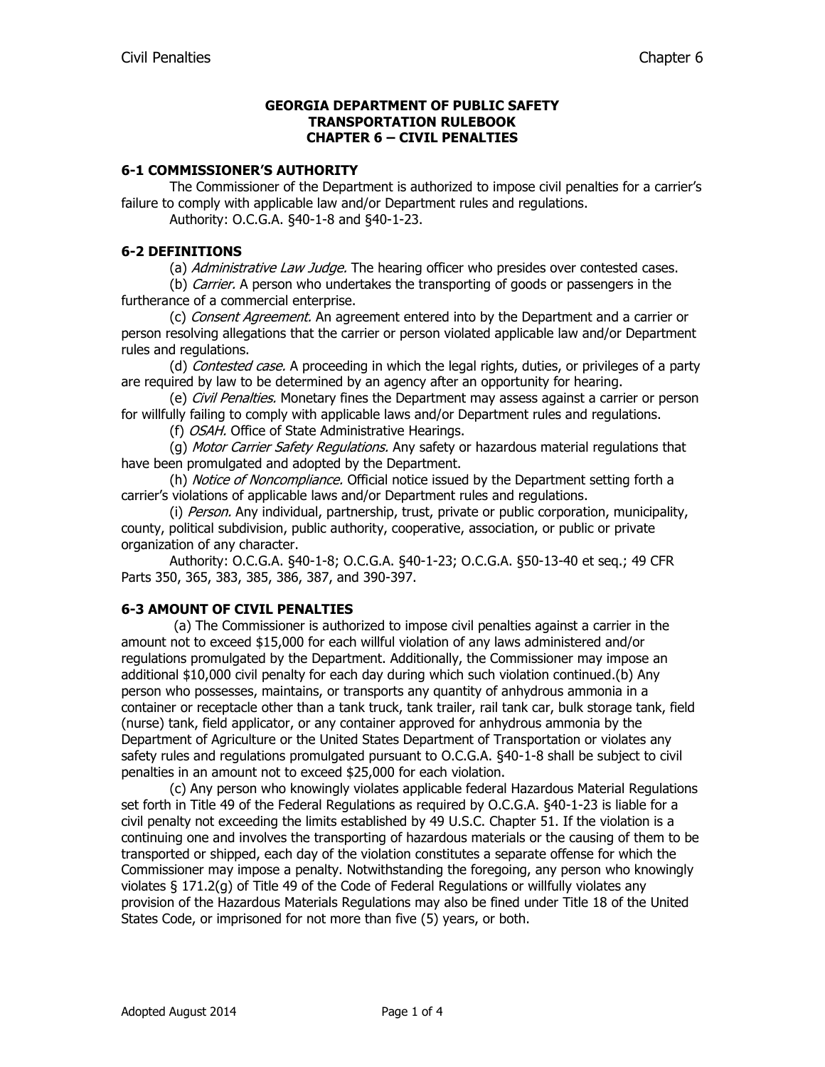**GEORGIA DEPARTMENT OF PUBLIC SAFETY**
**TRANSPORTATION RULEBOOK**
**CHAPTER 6 – CIVIL PENALTIES**

### 6-1 COMMISSIONER'S AUTHORITY

The Commissioner of the Department is authorized to impose civil penalties for a carrier's failure to comply with applicable law and/or Department rules and regulations.

Authority: O.C.G.A. §40-1-8 and §40-1-23.

### 6-2 DEFINITIONS

(a) *Administrative Law Judge.* The hearing officer who presides over contested cases.

(b) *Carrier.* A person who undertakes the transporting of goods or passengers in the furtherance of a commercial enterprise.

(c) *Consent Agreement.* An agreement entered into by the Department and a carrier or person resolving allegations that the carrier or person violated applicable law and/or Department rules and regulations.

(d) *Contested case.* A proceeding in which the legal rights, duties, or privileges of a party are required by law to be determined by an agency after an opportunity for hearing.

(e) *Civil Penalties.* Monetary fines the Department may assess against a carrier or person for willfully failing to comply with applicable laws and/or Department rules and regulations.

(f) *OSAH.* Office of State Administrative Hearings.

(g) *Motor Carrier Safety Regulations.* Any safety or hazardous material regulations that have been promulgated and adopted by the Department.

(h) *Notice of Noncompliance.* Official notice issued by the Department setting forth a carrier's violations of applicable laws and/or Department rules and regulations.

(i) *Person.* Any individual, partnership, trust, private or public corporation, municipality, county, political subdivision, public authority, cooperative, association, or public or private organization of any character.

Authority: O.C.G.A. §40-1-8; O.C.G.A. §40-1-23; O.C.G.A. §50-13-40 et seq.; 49 CFR Parts 350, 365, 383, 385, 386, 387, and 390-397.

### 6-3 AMOUNT OF CIVIL PENALTIES

(a) The Commissioner is authorized to impose civil penalties against a carrier in the amount not to exceed $15,000 for each willful violation of any laws administered and/or regulations promulgated by the Department. Additionally, the Commissioner may impose an additional $10,000 civil penalty for each day during which such violation continued.(b) Any person who possesses, maintains, or transports any quantity of anhydrous ammonia in a container or receptacle other than a tank truck, tank trailer, rail tank car, bulk storage tank, field (nurse) tank, field applicator, or any container approved for anhydrous ammonia by the Department of Agriculture or the United States Department of Transportation or violates any safety rules and regulations promulgated pursuant to O.C.G.A. §40-1-8 shall be subject to civil penalties in an amount not to exceed $25,000 for each violation.

(c) Any person who knowingly violates applicable federal Hazardous Material Regulations set forth in Title 49 of the Federal Regulations as required by O.C.G.A. §40-1-23 is liable for a civil penalty not exceeding the limits established by 49 U.S.C. Chapter 51. If the violation is a continuing one and involves the transporting of hazardous materials or the causing of them to be transported or shipped, each day of the violation constitutes a separate offense for which the Commissioner may impose a penalty. Notwithstanding the foregoing, any person who knowingly violates § 171.2(g) of Title 49 of the Code of Federal Regulations or willfully violates any provision of the Hazardous Materials Regulations may also be fined under Title 18 of the United States Code, or imprisoned for not more than five (5) years, or both.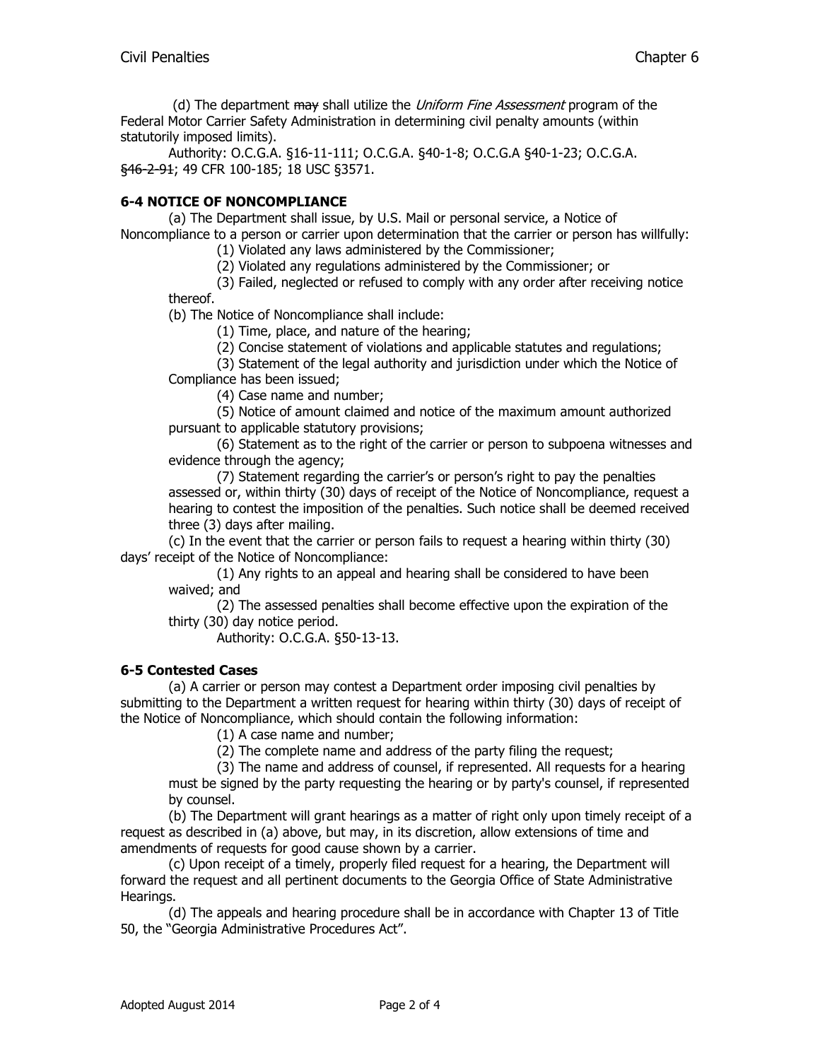(d) The department ~~may~~ shall utilize the *Uniform Fine Assessment* program of the Federal Motor Carrier Safety Administration in determining civil penalty amounts (within statutorily imposed limits).

Authority: O.C.G.A. §16-11-111; O.C.G.A. §40-1-8; O.C.G.A §40-1-23; O.C.G.A. ~~§46-2-91~~; 49 CFR 100-185; 18 USC §3571.

**6-4 NOTICE OF NONCOMPLIANCE**

(a) The Department shall issue, by U.S. Mail or personal service, a Notice of Noncompliance to a person or carrier upon determination that the carrier or person has willfully:

(1) Violated any laws administered by the Commissioner;

(2) Violated any regulations administered by the Commissioner; or

(3) Failed, neglected or refused to comply with any order after receiving notice thereof.

(b) The Notice of Noncompliance shall include:

(1) Time, place, and nature of the hearing;

(2) Concise statement of violations and applicable statutes and regulations;

(3) Statement of the legal authority and jurisdiction under which the Notice of Compliance has been issued;

(4) Case name and number;

(5) Notice of amount claimed and notice of the maximum amount authorized pursuant to applicable statutory provisions;

(6) Statement as to the right of the carrier or person to subpoena witnesses and evidence through the agency;

(7) Statement regarding the carrier's or person's right to pay the penalties assessed or, within thirty (30) days of receipt of the Notice of Noncompliance, request a hearing to contest the imposition of the penalties. Such notice shall be deemed received three (3) days after mailing.

(c) In the event that the carrier or person fails to request a hearing within thirty (30) days' receipt of the Notice of Noncompliance:

(1) Any rights to an appeal and hearing shall be considered to have been waived; and

(2) The assessed penalties shall become effective upon the expiration of the thirty (30) day notice period.

Authority: O.C.G.A. §50-13-13.

**6-5 Contested Cases**

(a) A carrier or person may contest a Department order imposing civil penalties by submitting to the Department a written request for hearing within thirty (30) days of receipt of the Notice of Noncompliance, which should contain the following information:

(1) A case name and number;

(2) The complete name and address of the party filing the request;

(3) The name and address of counsel, if represented. All requests for a hearing must be signed by the party requesting the hearing or by party's counsel, if represented by counsel.

(b) The Department will grant hearings as a matter of right only upon timely receipt of a request as described in (a) above, but may, in its discretion, allow extensions of time and amendments of requests for good cause shown by a carrier.

(c) Upon receipt of a timely, properly filed request for a hearing, the Department will forward the request and all pertinent documents to the Georgia Office of State Administrative Hearings.

(d) The appeals and hearing procedure shall be in accordance with Chapter 13 of Title 50, the "Georgia Administrative Procedures Act".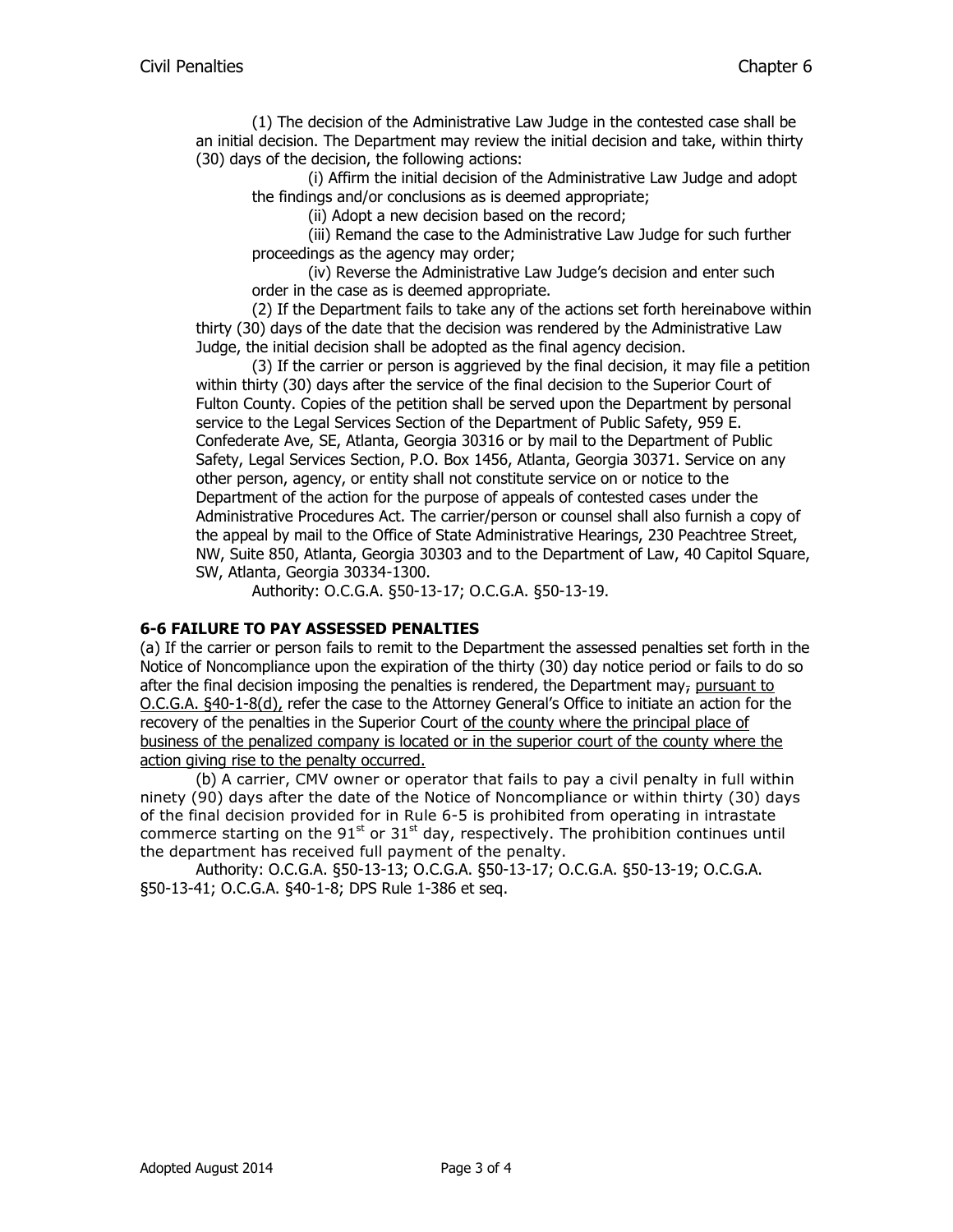(1) The decision of the Administrative Law Judge in the contested case shall be an initial decision. The Department may review the initial decision and take, within thirty (30) days of the decision, the following actions:

(i) Affirm the initial decision of the Administrative Law Judge and adopt the findings and/or conclusions as is deemed appropriate;

(ii) Adopt a new decision based on the record;

(iii) Remand the case to the Administrative Law Judge for such further proceedings as the agency may order;

(iv) Reverse the Administrative Law Judge's decision and enter such order in the case as is deemed appropriate.

(2) If the Department fails to take any of the actions set forth hereinabove within thirty (30) days of the date that the decision was rendered by the Administrative Law Judge, the initial decision shall be adopted as the final agency decision.

(3) If the carrier or person is aggrieved by the final decision, it may file a petition within thirty (30) days after the service of the final decision to the Superior Court of Fulton County. Copies of the petition shall be served upon the Department by personal service to the Legal Services Section of the Department of Public Safety, 959 E. Confederate Ave, SE, Atlanta, Georgia 30316 or by mail to the Department of Public Safety, Legal Services Section, P.O. Box 1456, Atlanta, Georgia 30371. Service on any other person, agency, or entity shall not constitute service on or notice to the Department of the action for the purpose of appeals of contested cases under the Administrative Procedures Act. The carrier/person or counsel shall also furnish a copy of the appeal by mail to the Office of State Administrative Hearings, 230 Peachtree Street, NW, Suite 850, Atlanta, Georgia 30303 and to the Department of Law, 40 Capitol Square, SW, Atlanta, Georgia 30334-1300.

Authority: O.C.G.A. §50-13-17; O.C.G.A. §50-13-19.

**6-6 FAILURE TO PAY ASSESSED PENALTIES**

(a) If the carrier or person fails to remit to the Department the assessed penalties set forth in the Notice of Noncompliance upon the expiration of the thirty (30) day notice period or fails to do so after the final decision imposing the penalties is rendered, the Department may, pursuant to O.C.G.A. §40-1-8(d), refer the case to the Attorney General's Office to initiate an action for the recovery of the penalties in the Superior Court of the county where the principal place of business of the penalized company is located or in the superior court of the county where the action giving rise to the penalty occurred.

(b) A carrier, CMV owner or operator that fails to pay a civil penalty in full within ninety (90) days after the date of the Notice of Noncompliance or within thirty (30) days of the final decision provided for in Rule 6-5 is prohibited from operating in intrastate commerce starting on the 91st or 31st day, respectively. The prohibition continues until the department has received full payment of the penalty.

Authority: O.C.G.A. §50-13-13; O.C.G.A. §50-13-17; O.C.G.A. §50-13-19; O.C.G.A. §50-13-41; O.C.G.A. §40-1-8; DPS Rule 1-386 et seq.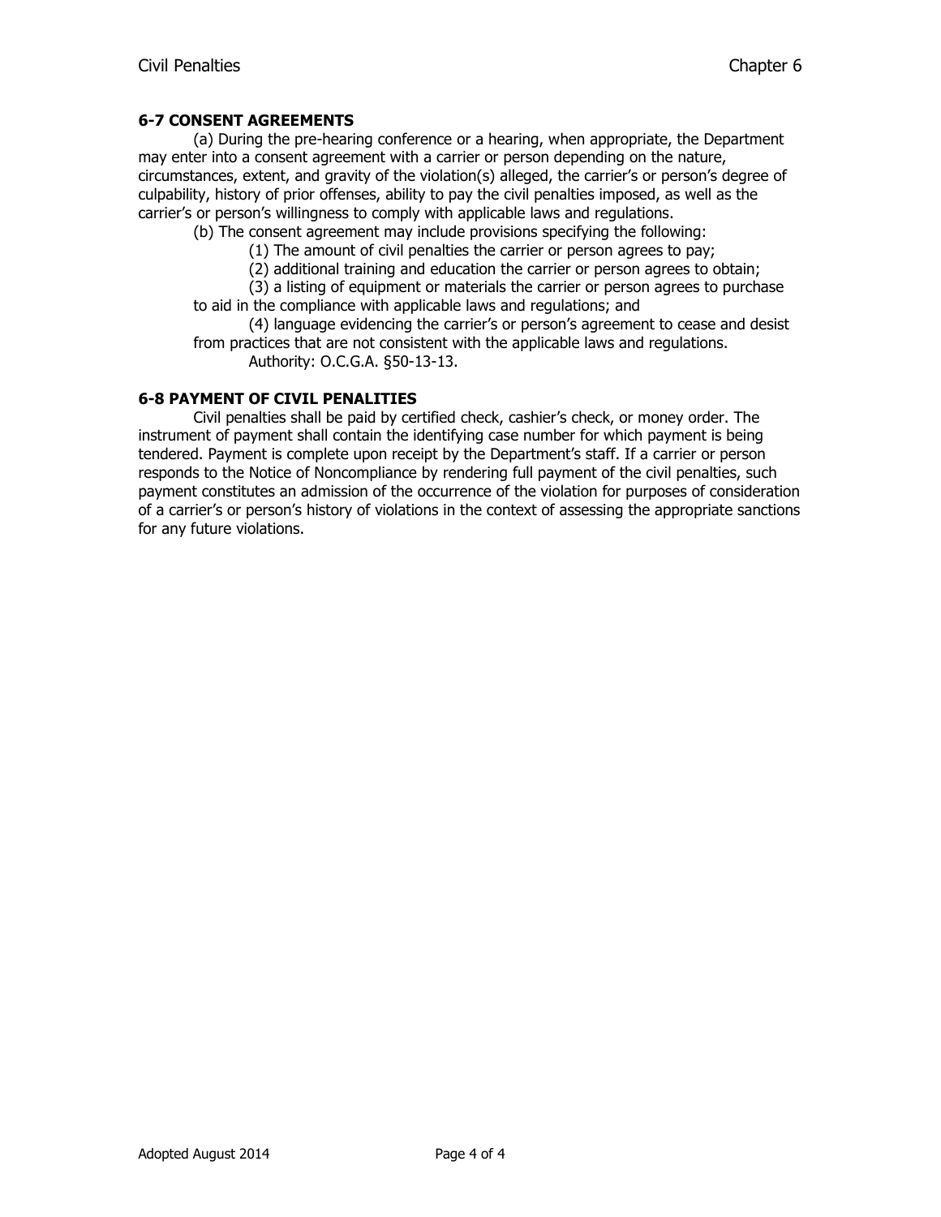### 6-7 CONSENT AGREEMENTS

(a) During the pre-hearing conference or a hearing, when appropriate, the Department may enter into a consent agreement with a carrier or person depending on the nature, circumstances, extent, and gravity of the violation(s) alleged, the carrier's or person's degree of culpability, history of prior offenses, ability to pay the civil penalties imposed, as well as the carrier's or person's willingness to comply with applicable laws and regulations.

(b) The consent agreement may include provisions specifying the following:

(1) The amount of civil penalties the carrier or person agrees to pay;

(2) additional training and education the carrier or person agrees to obtain;

(3) a listing of equipment or materials the carrier or person agrees to purchase to aid in the compliance with applicable laws and regulations; and

(4) language evidencing the carrier's or person's agreement to cease and desist from practices that are not consistent with the applicable laws and regulations.

Authority: O.C.G.A. §50-13-13.

### 6-8 PAYMENT OF CIVIL PENALITIES

Civil penalties shall be paid by certified check, cashier's check, or money order. The instrument of payment shall contain the identifying case number for which payment is being tendered. Payment is complete upon receipt by the Department's staff. If a carrier or person responds to the Notice of Noncompliance by rendering full payment of the civil penalties, such payment constitutes an admission of the occurrence of the violation for purposes of consideration of a carrier's or person's history of violations in the context of assessing the appropriate sanctions for any future violations.